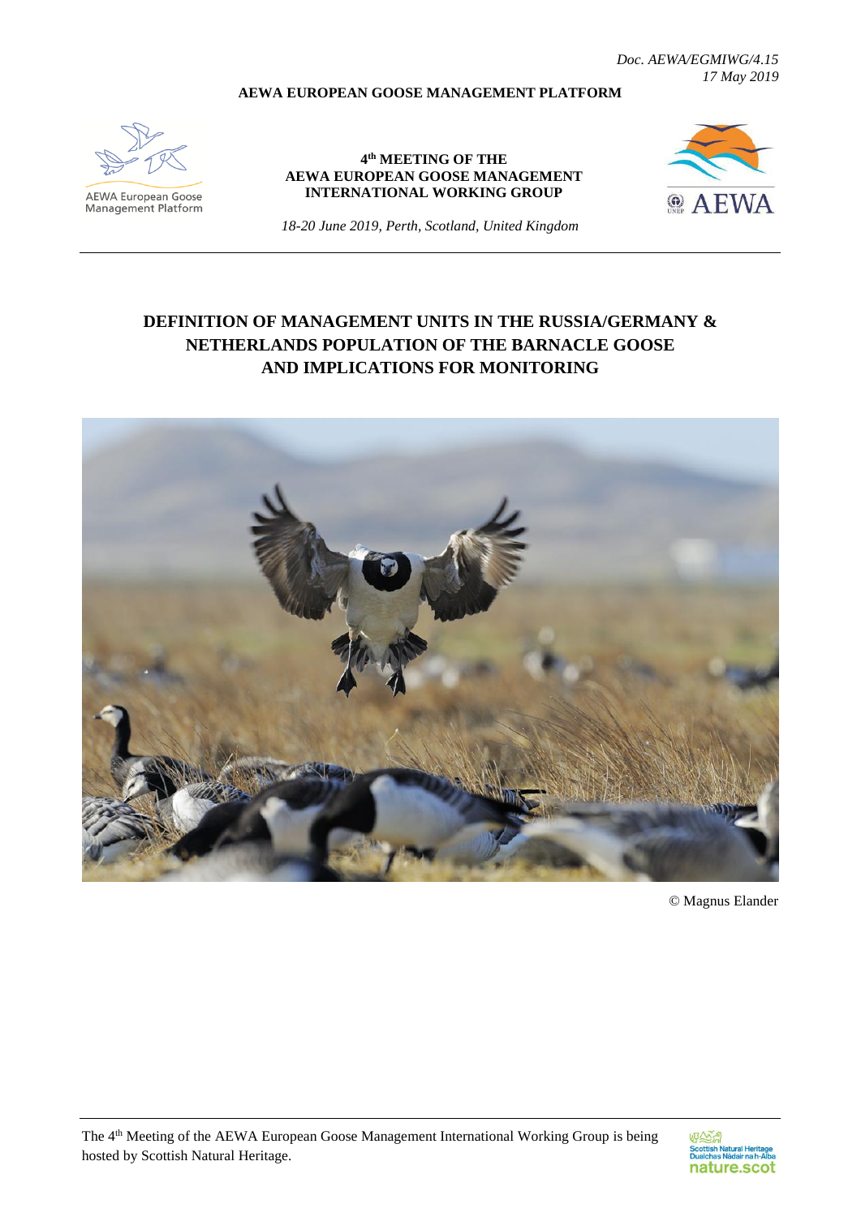*Doc. AEWA/EGMIWG/4.15*
*17 May 2019*

**AEWA EUROPEAN GOOSE MANAGEMENT PLATFORM**

AEWA European Goose Management Platform

**4th MEETING OF THE AEWA EUROPEAN GOOSE MANAGEMENT INTERNATIONAL WORKING GROUP**

*18-20 June 2019, Perth, Scotland, United Kingdom*

# DEFINITION OF MANAGEMENT UNITS IN THE RUSSIA/GERMANY & NETHERLANDS POPULATION OF THE BARNACLE GOOSE AND IMPLICATIONS FOR MONITORING

© Magnus Elander

The 4th Meeting of the AEWA European Goose Management International Working Group is being hosted by Scottish Natural Heritage.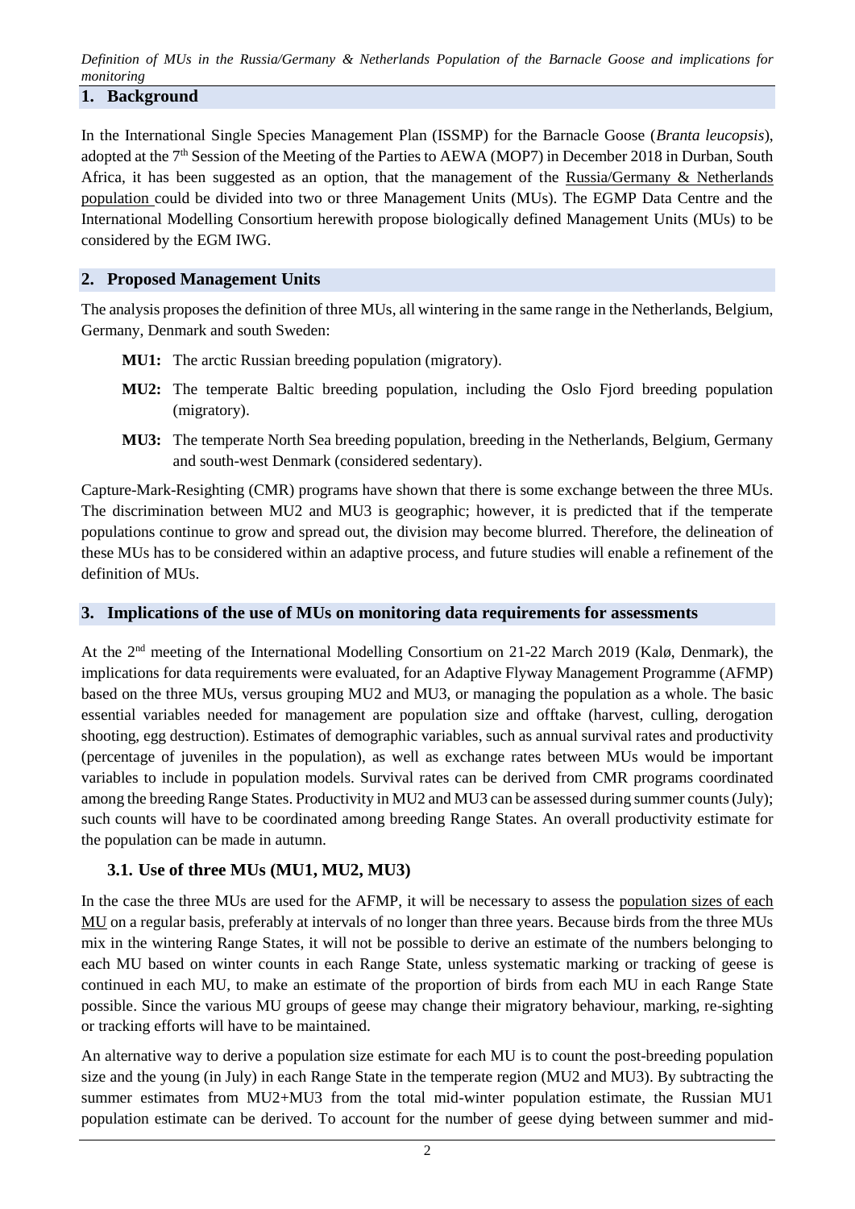## 1. Background

In the International Single Species Management Plan (ISSMP) for the Barnacle Goose (*Branta leucopsis*), adopted at the 7th Session of the Meeting of the Parties to AEWA (MOP7) in December 2018 in Durban, South Africa, it has been suggested as an option, that the management of the Russia/Germany & Netherlands population could be divided into two or three Management Units (MUs). The EGMP Data Centre and the International Modelling Consortium herewith propose biologically defined Management Units (MUs) to be considered by the EGM IWG.

## 2. Proposed Management Units

The analysis proposes the definition of three MUs, all wintering in the same range in the Netherlands, Belgium, Germany, Denmark and south Sweden:

- **MU1:** The arctic Russian breeding population (migratory).
- **MU2:** The temperate Baltic breeding population, including the Oslo Fjord breeding population (migratory).
- **MU3:** The temperate North Sea breeding population, breeding in the Netherlands, Belgium, Germany and south-west Denmark (considered sedentary).

Capture-Mark-Resighting (CMR) programs have shown that there is some exchange between the three MUs. The discrimination between MU2 and MU3 is geographic; however, it is predicted that if the temperate populations continue to grow and spread out, the division may become blurred. Therefore, the delineation of these MUs has to be considered within an adaptive process, and future studies will enable a refinement of the definition of MUs.

## 3. Implications of the use of MUs on monitoring data requirements for assessments

At the 2nd meeting of the International Modelling Consortium on 21-22 March 2019 (Kalø, Denmark), the implications for data requirements were evaluated, for an Adaptive Flyway Management Programme (AFMP) based on the three MUs, versus grouping MU2 and MU3, or managing the population as a whole. The basic essential variables needed for management are population size and offtake (harvest, culling, derogation shooting, egg destruction). Estimates of demographic variables, such as annual survival rates and productivity (percentage of juveniles in the population), as well as exchange rates between MUs would be important variables to include in population models. Survival rates can be derived from CMR programs coordinated among the breeding Range States. Productivity in MU2 and MU3 can be assessed during summer counts (July); such counts will have to be coordinated among breeding Range States. An overall productivity estimate for the population can be made in autumn.

### 3.1. Use of three MUs (MU1, MU2, MU3)

In the case the three MUs are used for the AFMP, it will be necessary to assess the population sizes of each MU on a regular basis, preferably at intervals of no longer than three years. Because birds from the three MUs mix in the wintering Range States, it will not be possible to derive an estimate of the numbers belonging to each MU based on winter counts in each Range State, unless systematic marking or tracking of geese is continued in each MU, to make an estimate of the proportion of birds from each MU in each Range State possible. Since the various MU groups of geese may change their migratory behaviour, marking, re-sighting or tracking efforts will have to be maintained.

An alternative way to derive a population size estimate for each MU is to count the post-breeding population size and the young (in July) in each Range State in the temperate region (MU2 and MU3). By subtracting the summer estimates from MU2+MU3 from the total mid-winter population estimate, the Russian MU1 population estimate can be derived. To account for the number of geese dying between summer and mid-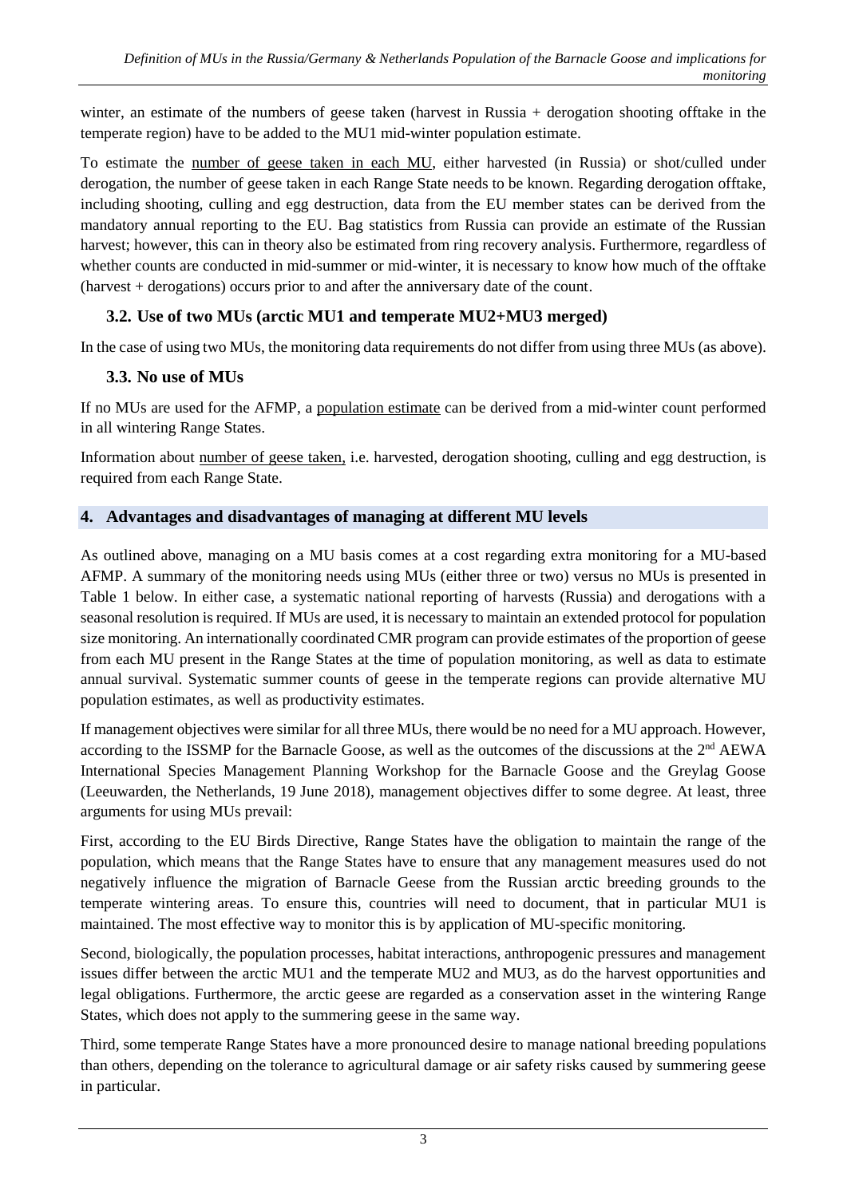winter, an estimate of the numbers of geese taken (harvest in Russia + derogation shooting offtake in the temperate region) have to be added to the MU1 mid-winter population estimate.

To estimate the number of geese taken in each MU, either harvested (in Russia) or shot/culled under derogation, the number of geese taken in each Range State needs to be known. Regarding derogation offtake, including shooting, culling and egg destruction, data from the EU member states can be derived from the mandatory annual reporting to the EU. Bag statistics from Russia can provide an estimate of the Russian harvest; however, this can in theory also be estimated from ring recovery analysis. Furthermore, regardless of whether counts are conducted in mid-summer or mid-winter, it is necessary to know how much of the offtake (harvest + derogations) occurs prior to and after the anniversary date of the count.

### 3.2. Use of two MUs (arctic MU1 and temperate MU2+MU3 merged)

In the case of using two MUs, the monitoring data requirements do not differ from using three MUs (as above).

### 3.3. No use of MUs

If no MUs are used for the AFMP, a population estimate can be derived from a mid-winter count performed in all wintering Range States.

Information about number of geese taken, i.e. harvested, derogation shooting, culling and egg destruction, is required from each Range State.

## 4. Advantages and disadvantages of managing at different MU levels

As outlined above, managing on a MU basis comes at a cost regarding extra monitoring for a MU-based AFMP. A summary of the monitoring needs using MUs (either three or two) versus no MUs is presented in Table 1 below. In either case, a systematic national reporting of harvests (Russia) and derogations with a seasonal resolution is required. If MUs are used, it is necessary to maintain an extended protocol for population size monitoring. An internationally coordinated CMR program can provide estimates of the proportion of geese from each MU present in the Range States at the time of population monitoring, as well as data to estimate annual survival. Systematic summer counts of geese in the temperate regions can provide alternative MU population estimates, as well as productivity estimates.

If management objectives were similar for all three MUs, there would be no need for a MU approach. However, according to the ISSMP for the Barnacle Goose, as well as the outcomes of the discussions at the 2nd AEWA International Species Management Planning Workshop for the Barnacle Goose and the Greylag Goose (Leeuwarden, the Netherlands, 19 June 2018), management objectives differ to some degree. At least, three arguments for using MUs prevail:

First, according to the EU Birds Directive, Range States have the obligation to maintain the range of the population, which means that the Range States have to ensure that any management measures used do not negatively influence the migration of Barnacle Geese from the Russian arctic breeding grounds to the temperate wintering areas. To ensure this, countries will need to document, that in particular MU1 is maintained. The most effective way to monitor this is by application of MU-specific monitoring.

Second, biologically, the population processes, habitat interactions, anthropogenic pressures and management issues differ between the arctic MU1 and the temperate MU2 and MU3, as do the harvest opportunities and legal obligations. Furthermore, the arctic geese are regarded as a conservation asset in the wintering Range States, which does not apply to the summering geese in the same way.

Third, some temperate Range States have a more pronounced desire to manage national breeding populations than others, depending on the tolerance to agricultural damage or air safety risks caused by summering geese in particular.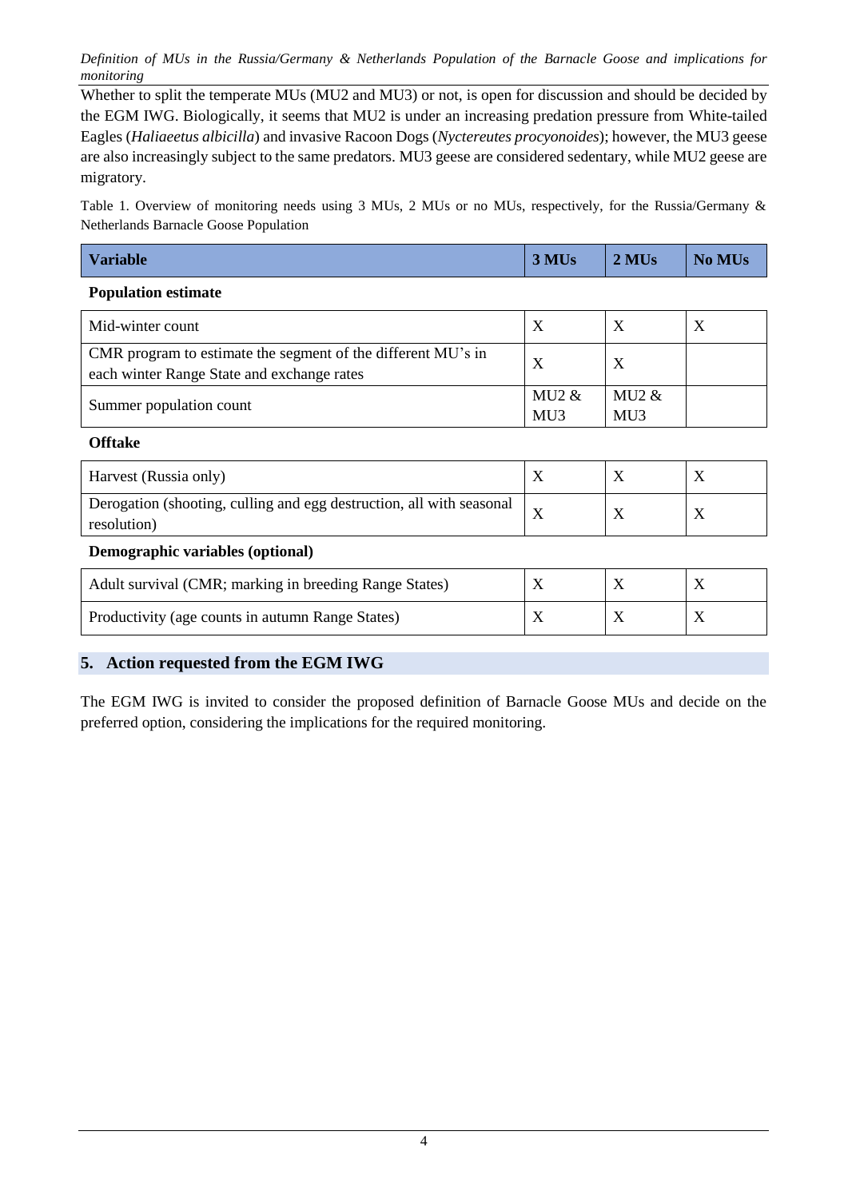Whether to split the temperate MUs (MU2 and MU3) or not, is open for discussion and should be decided by the EGM IWG. Biologically, it seems that MU2 is under an increasing predation pressure from White-tailed Eagles (*Haliaeetus albicilla*) and invasive Racoon Dogs (*Nyctereutes procyonoides*); however, the MU3 geese are also increasingly subject to the same predators. MU3 geese are considered sedentary, while MU2 geese are migratory.

Table 1. Overview of monitoring needs using 3 MUs, 2 MUs or no MUs, respectively, for the Russia/Germany & Netherlands Barnacle Goose Population

| Variable | 3 MUs | 2 MUs | No MUs |
|---|---|---|---|
| **Population estimate** | | | |
| Mid-winter count | X | X | X |
| CMR program to estimate the segment of the different MU's in each winter Range State and exchange rates | X | X | |
| Summer population count | MU2 & MU3 | MU2 & MU3 | |
| **Offtake** | | | |
| Harvest (Russia only) | X | X | X |
| Derogation (shooting, culling and egg destruction, all with seasonal resolution) | X | X | X |
| **Demographic variables (optional)** | | | |
| Adult survival (CMR; marking in breeding Range States) | X | X | X |
| Productivity (age counts in autumn Range States) | X | X | X |

## 5. Action requested from the EGM IWG

The EGM IWG is invited to consider the proposed definition of Barnacle Goose MUs and decide on the preferred option, considering the implications for the required monitoring.